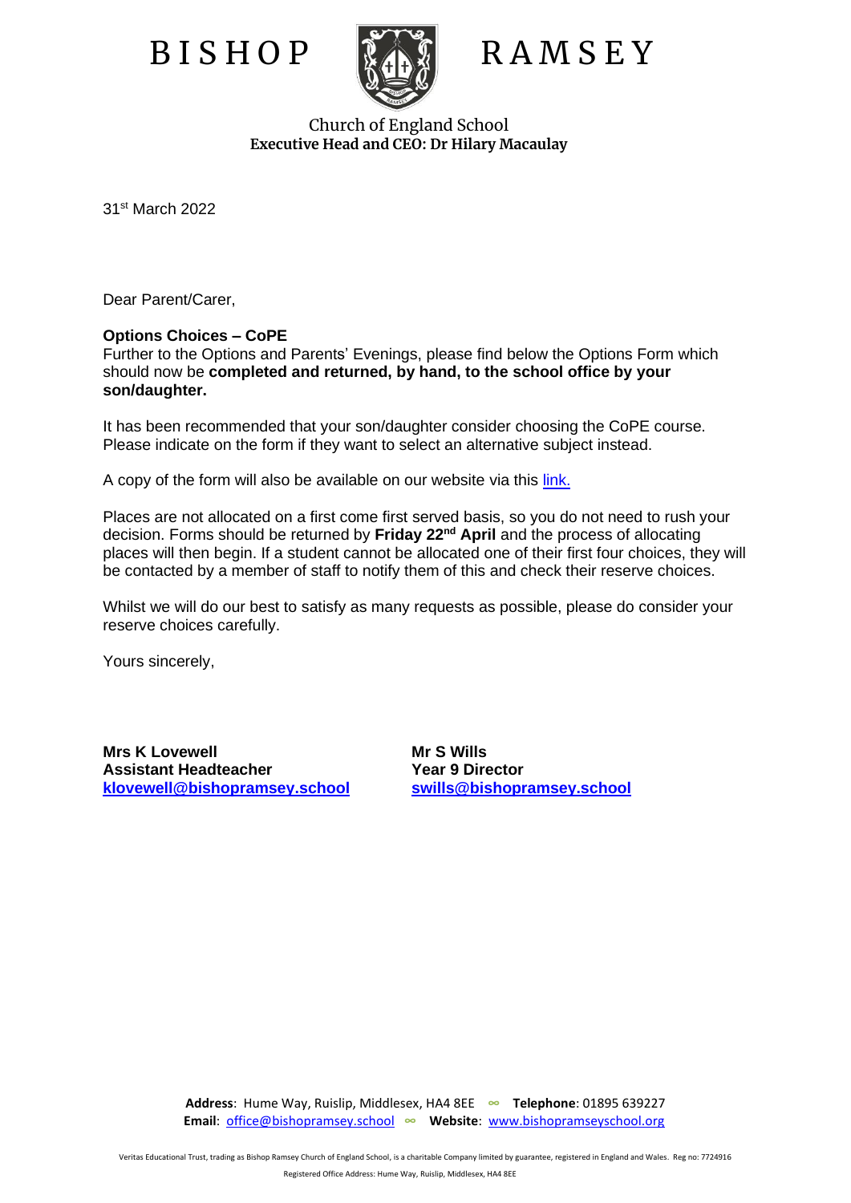# BISHOP RAMSEY

Church of England School
**Executive Head and CEO: Dr Hilary Macaulay**

31st March 2022

Dear Parent/Carer,

**Options Choices – CoPE**
Further to the Options and Parents' Evenings, please find below the Options Form which should now be **completed and returned, by hand, to the school office by your son/daughter.**

It has been recommended that your son/daughter consider choosing the CoPE course. Please indicate on the form if they want to select an alternative subject instead.

A copy of the form will also be available on our website via this link.

Places are not allocated on a first come first served basis, so you do not need to rush your decision. Forms should be returned by **Friday 22nd April** and the process of allocating places will then begin. If a student cannot be allocated one of their first four choices, they will be contacted by a member of staff to notify them of this and check their reserve choices.

Whilst we will do our best to satisfy as many requests as possible, please do consider your reserve choices carefully.

Yours sincerely,

**Mrs K Lovewell**
**Assistant Headteacher**
**klovewell@bishopramsey.school**

**Mr S Wills**
**Year 9 Director**
**swills@bishopramsey.school**

**Address**: Hume Way, Ruislip, Middlesex, HA4 8EE **Telephone**: 01895 639227
**Email**: office@bishopramsey.school **Website**: www.bishopramseyschool.org

Veritas Educational Trust, trading as Bishop Ramsey Church of England School, is a charitable Company limited by guarantee, registered in England and Wales. Reg no: 7724916
Registered Office Address: Hume Way, Ruislip, Middlesex, HA4 8EE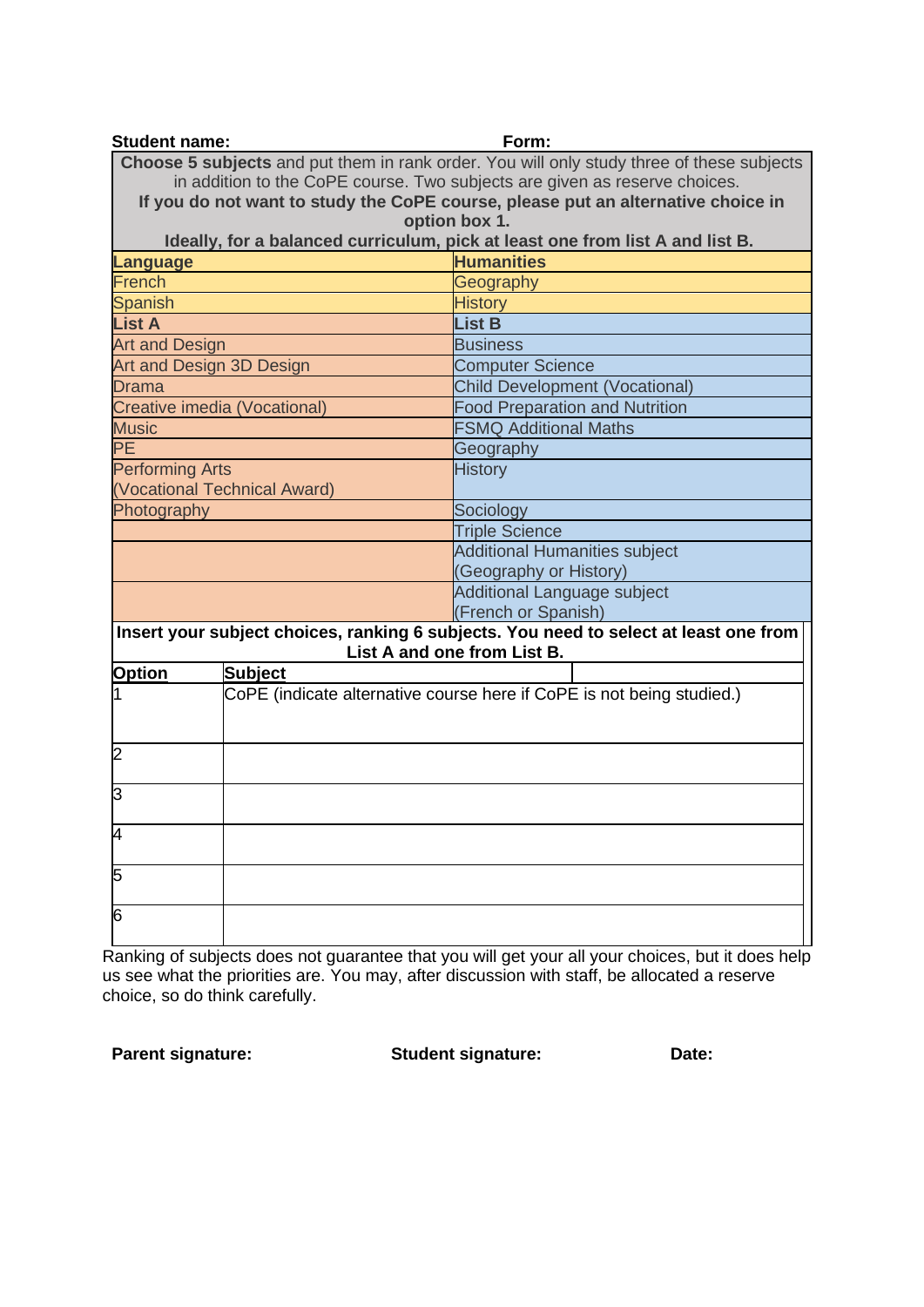**Student name:** **Form:**

**Choose 5 subjects** and put them in rank order. You will only study three of these subjects in addition to the CoPE course. Two subjects are given as reserve choices.

**If you do not want to study the CoPE course, please put an alternative choice in option box 1.**

**Ideally, for a balanced curriculum, pick at least one from list A and list B.**

| | |
|---|---|
| **Language** | **Humanities** |
| French | Geography |
| Spanish | History |
| **List A** | **List B** |
| Art and Design | Business |
| Art and Design 3D Design | Computer Science |
| Drama | Child Development (Vocational) |
| Creative imedia (Vocational) | Food Preparation and Nutrition |
| Music | FSMQ Additional Maths |
| PE | Geography |
| Performing Arts (Vocational Technical Award) | History |
| Photography | Sociology |
| | Triple Science |
| | Additional Humanities subject (Geography or History) |
| | Additional Language subject (French or Spanish) |

**Insert your subject choices, ranking 6 subjects. You need to select at least one from List A and one from List B.**

| Option | Subject |
|---|---|
| 1 | CoPE (indicate alternative course here if CoPE is not being studied.) |
| 2 | |
| 3 | |
| 4 | |
| 5 | |
| 6 | |

Ranking of subjects does not guarantee that you will get your all your choices, but it does help us see what the priorities are. You may, after discussion with staff, be allocated a reserve choice, so do think carefully.

**Parent signature:** **Student signature:** **Date:**